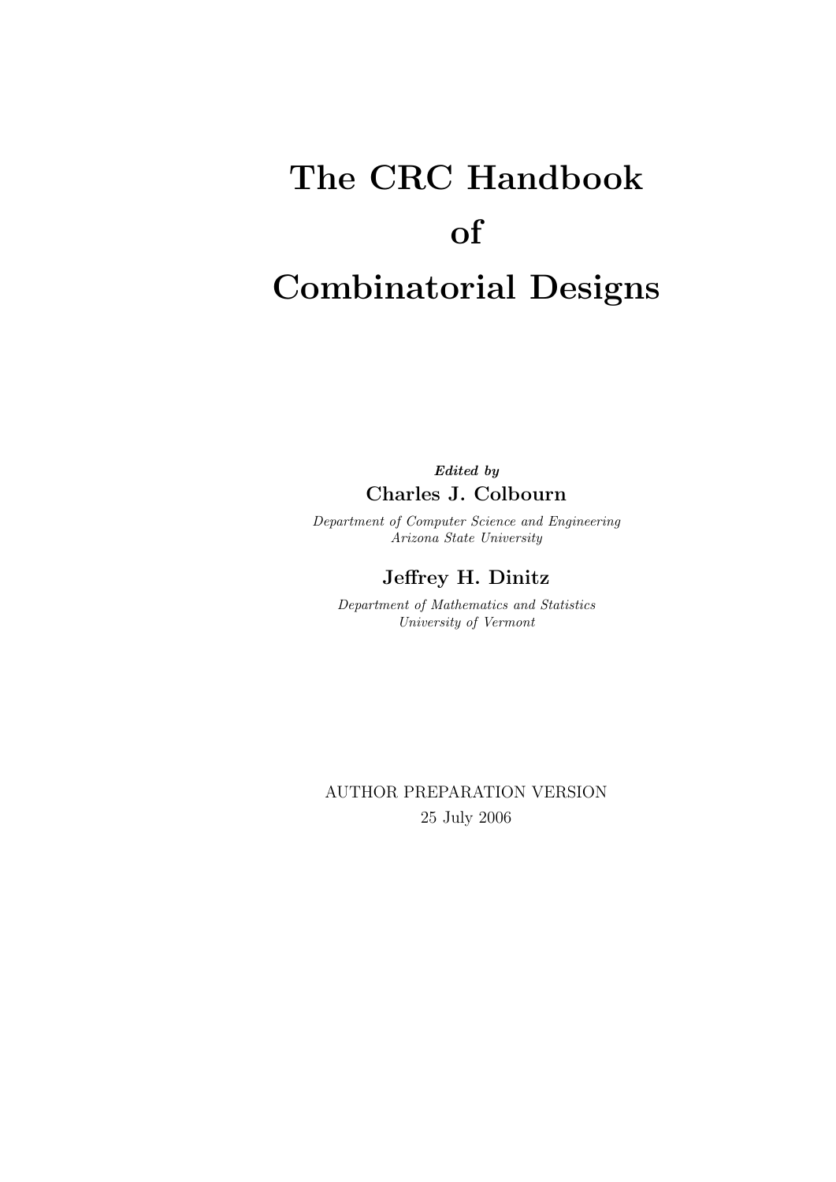# The CRC Handbook of Combinatorial Designs

***Edited by***

**Charles J. Colbourn**

*Department of Computer Science and Engineering*
*Arizona State University*

**Jeffrey H. Dinitz**

*Department of Mathematics and Statistics*
*University of Vermont*

AUTHOR PREPARATION VERSION

25 July 2006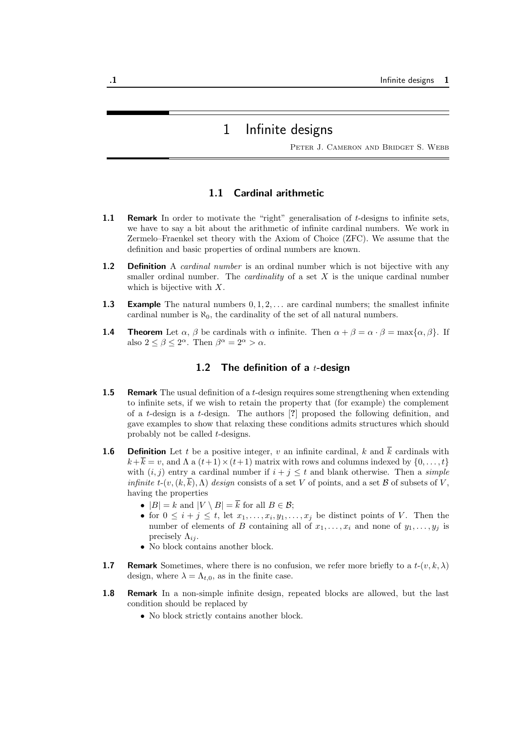# 1 Infinite designs

Peter J. Cameron and Bridget S. Webb

## 1.1 Cardinal arithmetic

**1.1 Remark** In order to motivate the "right" generalisation of $t$-designs to infinite sets, we have to say a bit about the arithmetic of infinite cardinal numbers. We work in Zermelo–Fraenkel set theory with the Axiom of Choice (ZFC). We assume that the definition and basic properties of ordinal numbers are known.

**1.2 Definition** A *cardinal number* is an ordinal number which is not bijective with any smaller ordinal number. The *cardinality* of a set $X$ is the unique cardinal number which is bijective with $X$.

**1.3 Example** The natural numbers $0, 1, 2, \ldots$ are cardinal numbers; the smallest infinite cardinal number is $\aleph_0$, the cardinality of the set of all natural numbers.

**1.4 Theorem** Let $\alpha$, $\beta$ be cardinals with $\alpha$ infinite. Then $\alpha + \beta = \alpha \cdot \beta = \max\{\alpha, \beta\}$. If also $2 \leq \beta \leq 2^\alpha$. Then $\beta^\alpha = 2^\alpha > \alpha$.

## 1.2 The definition of a $t$-design

**1.5 Remark** The usual definition of a $t$-design requires some strengthening when extending to infinite sets, if we wish to retain the property that (for example) the complement of a $t$-design is a $t$-design. The authors [?] proposed the following definition, and gave examples to show that relaxing these conditions admits structures which should probably not be called $t$-designs.

**1.6 Definition** Let $t$ be a positive integer, $v$ an infinite cardinal, $k$ and $\overline{k}$ cardinals with $k+\overline{k} = v$, and $\Lambda$ a $(t+1)\times(t+1)$ matrix with rows and columns indexed by $\{0, \ldots, t\}$ with $(i, j)$ entry a cardinal number if $i + j \leq t$ and blank otherwise. Then a *simple infinite* $t$-$(v, (k, \overline{k}), \Lambda)$ *design* consists of a set $V$ of points, and a set $\mathcal{B}$ of subsets of $V$, having the properties

- $|B| = k$ and $|V \setminus B| = \overline{k}$ for all $B \in \mathcal{B}$;
- for $0 \leq i + j \leq t$, let $x_1, \ldots, x_i, y_1, \ldots, x_j$ be distinct points of $V$. Then the number of elements of $B$ containing all of $x_1, \ldots, x_i$ and none of $y_1, \ldots, y_j$ is precisely $\Lambda_{ij}$.
- No block contains another block.

**1.7 Remark** Sometimes, where there is no confusion, we refer more briefly to a $t$-$(v, k, \lambda)$ design, where $\lambda = \Lambda_{t,0}$, as in the finite case.

**1.8 Remark** In a non-simple infinite design, repeated blocks are allowed, but the last condition should be replaced by

- No block strictly contains another block.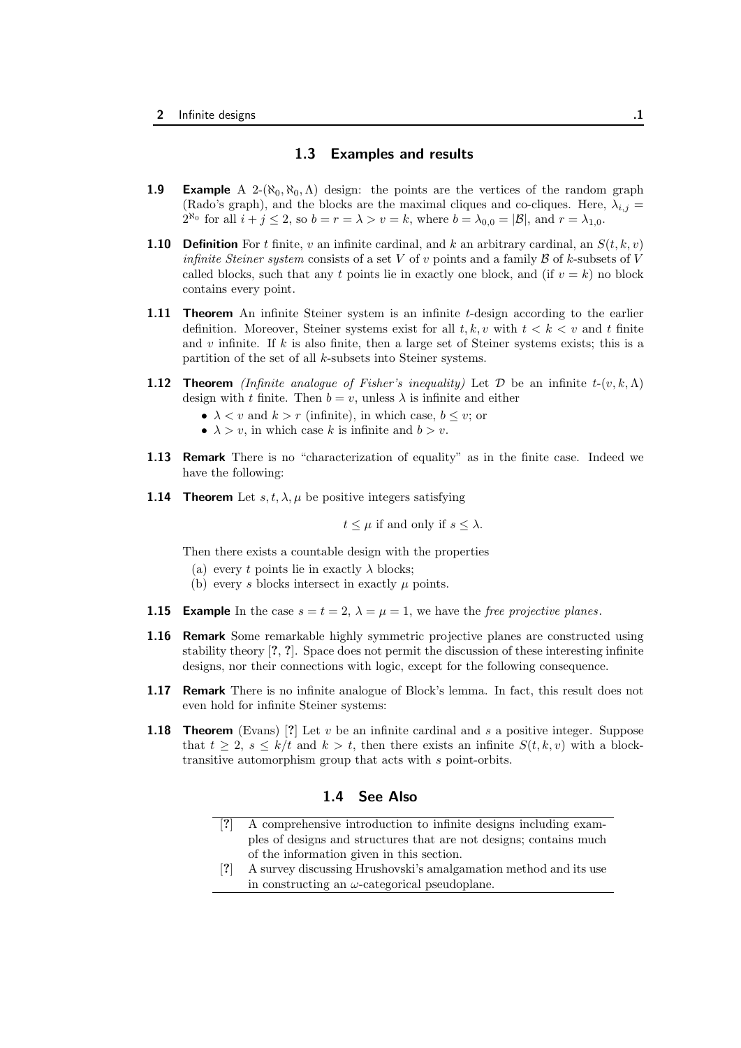## 1.3 Examples and results

**1.9 Example** A 2-$(\aleph_0, \aleph_0, \Lambda)$ design: the points are the vertices of the random graph (Rado's graph), and the blocks are the maximal cliques and co-cliques. Here, $\lambda_{i,j} = 2^{\aleph_0}$ for all $i + j \leq 2$, so $b = r = \lambda > v = k$, where $b = \lambda_{0,0} = |\mathcal{B}|$, and $r = \lambda_{1,0}$.

**1.10 Definition** For $t$ finite, $v$ an infinite cardinal, and $k$ an arbitrary cardinal, an $S(t, k, v)$ *infinite Steiner system* consists of a set $V$ of $v$ points and a family $\mathcal{B}$ of $k$-subsets of $V$ called blocks, such that any $t$ points lie in exactly one block, and (if $v = k$) no block contains every point.

**1.11 Theorem** An infinite Steiner system is an infinite $t$-design according to the earlier definition. Moreover, Steiner systems exist for all $t, k, v$ with $t < k < v$ and $t$ finite and $v$ infinite. If $k$ is also finite, then a large set of Steiner systems exists; this is a partition of the set of all $k$-subsets into Steiner systems.

**1.12 Theorem** *(Infinite analogue of Fisher's inequality)* Let $\mathcal{D}$ be an infinite $t$-$(v, k, \Lambda)$ design with $t$ finite. Then $b = v$, unless $\lambda$ is infinite and either

- $\lambda < v$ and $k > r$ (infinite), in which case, $b \leq v$; or
- $\lambda > v$, in which case $k$ is infinite and $b > v$.

**1.13 Remark** There is no "characterization of equality" as in the finite case. Indeed we have the following:

**1.14 Theorem** Let $s, t, \lambda, \mu$ be positive integers satisfying

$$t \leq \mu \text{ if and only if } s \leq \lambda.$$

Then there exists a countable design with the properties

(a) every $t$ points lie in exactly $\lambda$ blocks;
(b) every $s$ blocks intersect in exactly $\mu$ points.

**1.15 Example** In the case $s = t = 2$, $\lambda = \mu = 1$, we have the *free projective planes*.

**1.16 Remark** Some remarkable highly symmetric projective planes are constructed using stability theory [?, ?]. Space does not permit the discussion of these interesting infinite designs, nor their connections with logic, except for the following consequence.

**1.17 Remark** There is no infinite analogue of Block's lemma. In fact, this result does not even hold for infinite Steiner systems:

**1.18 Theorem** (Evans) [?] Let $v$ be an infinite cardinal and $s$ a positive integer. Suppose that $t \geq 2$, $s \leq k/t$ and $k > t$, then there exists an infinite $S(t, k, v)$ with a block-transitive automorphism group that acts with $s$ point-orbits.

## 1.4 See Also

| | |
|---|---|
| [?] | A comprehensive introduction to infinite designs including examples of designs and structures that are not designs; contains much of the information given in this section. |
| [?] | A survey discussing Hrushovski's amalgamation method and its use in constructing an $\omega$-categorical pseudoplane. |